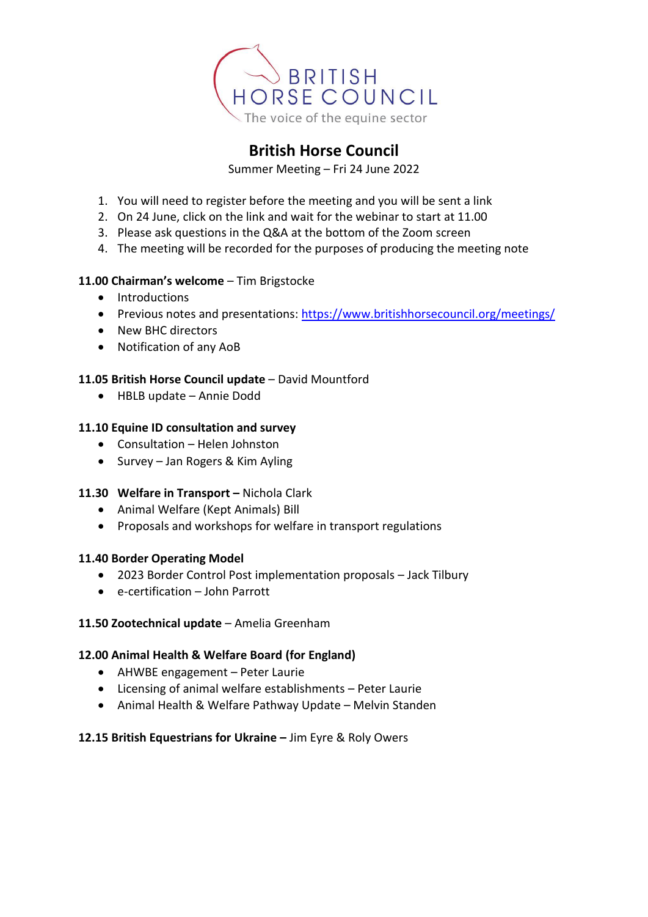BRITISH HORSE COUNCIL

The voice of the equine sector

# British Horse Council

Summer Meeting – Fri 24 June 2022

1. You will need to register before the meeting and you will be sent a link
2. On 24 June, click on the link and wait for the webinar to start at 11.00
3. Please ask questions in the Q&A at the bottom of the Zoom screen
4. The meeting will be recorded for the purposes of producing the meeting note

**11.00 Chairman's welcome** – Tim Brigstocke

- Introductions
- Previous notes and presentations: https://www.britishhorsecouncil.org/meetings/
- New BHC directors
- Notification of any AoB

**11.05 British Horse Council update** – David Mountford

- HBLB update – Annie Dodd

**11.10 Equine ID consultation and survey**

- Consultation – Helen Johnston
- Survey – Jan Rogers & Kim Ayling

**11.30 Welfare in Transport –** Nichola Clark

- Animal Welfare (Kept Animals) Bill
- Proposals and workshops for welfare in transport regulations

**11.40 Border Operating Model**

- 2023 Border Control Post implementation proposals – Jack Tilbury
- e-certification – John Parrott

**11.50 Zootechnical update** – Amelia Greenham

**12.00 Animal Health & Welfare Board (for England)**

- AHWBE engagement – Peter Laurie
- Licensing of animal welfare establishments – Peter Laurie
- Animal Health & Welfare Pathway Update – Melvin Standen

**12.15 British Equestrians for Ukraine –** Jim Eyre & Roly Owers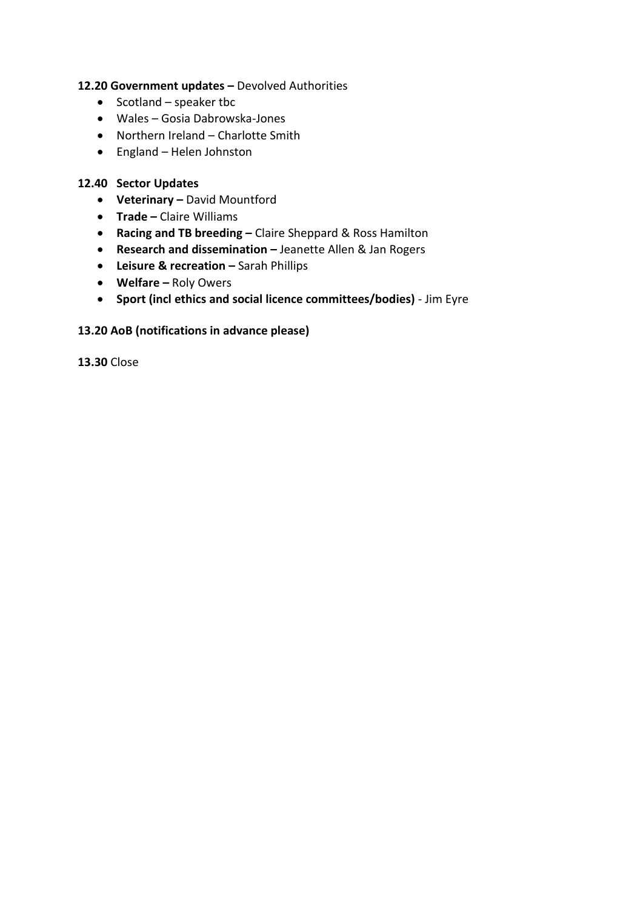**12.20 Government updates –** Devolved Authorities

- Scotland – speaker tbc
- Wales – Gosia Dabrowska-Jones
- Northern Ireland – Charlotte Smith
- England – Helen Johnston

**12.40 Sector Updates**

- **Veterinary –** David Mountford
- **Trade –** Claire Williams
- **Racing and TB breeding –** Claire Sheppard & Ross Hamilton
- **Research and dissemination –** Jeanette Allen & Jan Rogers
- **Leisure & recreation –** Sarah Phillips
- **Welfare –** Roly Owers
- **Sport (incl ethics and social licence committees/bodies)** - Jim Eyre

**13.20 AoB (notifications in advance please)**

**13.30** Close